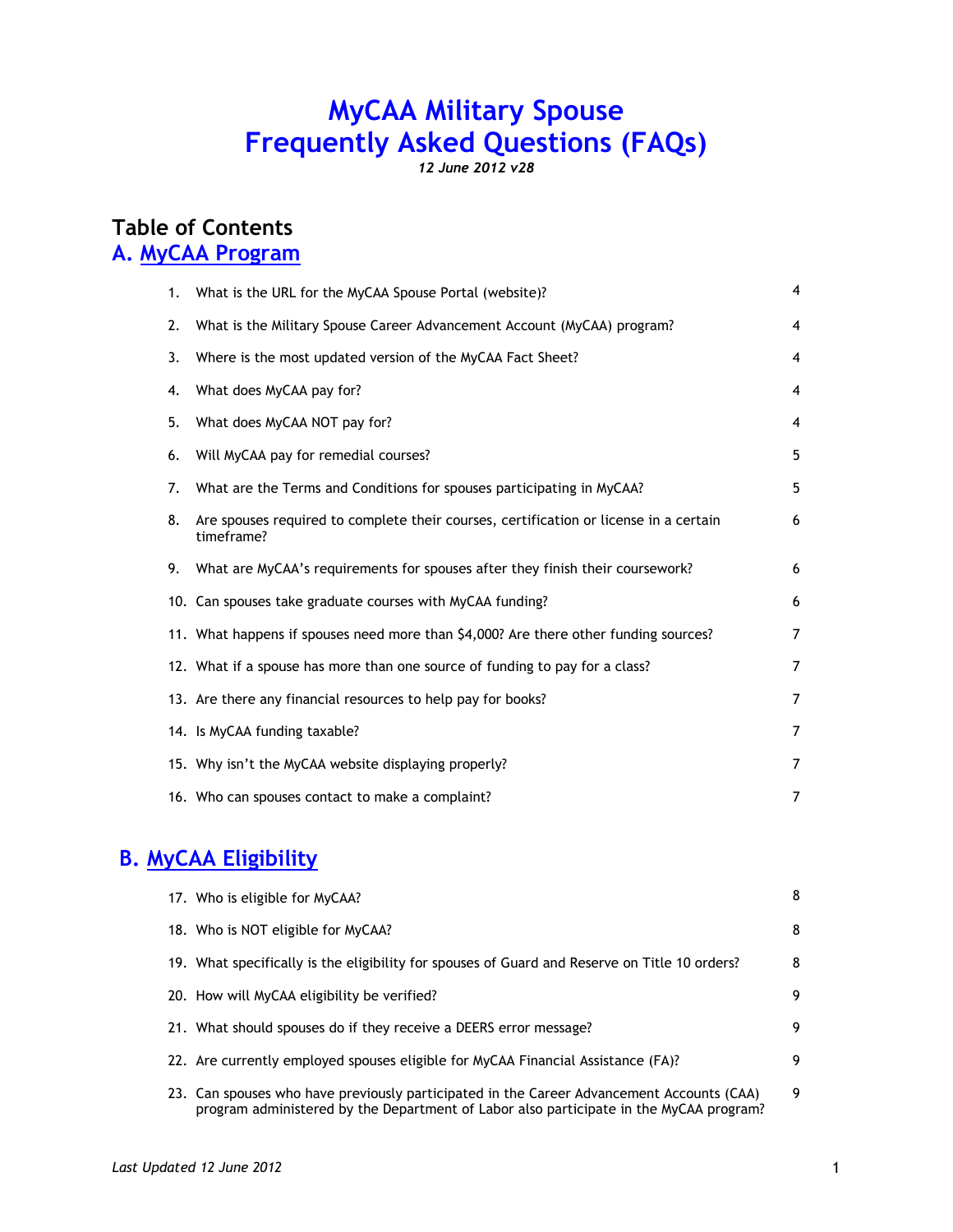# MyCAA Military Spouse Frequently Asked Questions (FAQs)

*12 June 2012 v28*

## Table of Contents

## A. MyCAA Program

| | | |
|---|---|---|
| 1. | What is the URL for the MyCAA Spouse Portal (website)? | 4 |
| 2. | What is the Military Spouse Career Advancement Account (MyCAA) program? | 4 |
| 3. | Where is the most updated version of the MyCAA Fact Sheet? | 4 |
| 4. | What does MyCAA pay for? | 4 |
| 5. | What does MyCAA NOT pay for? | 4 |
| 6. | Will MyCAA pay for remedial courses? | 5 |
| 7. | What are the Terms and Conditions for spouses participating in MyCAA? | 5 |
| 8. | Are spouses required to complete their courses, certification or license in a certain timeframe? | 6 |
| 9. | What are MyCAA's requirements for spouses after they finish their coursework? | 6 |
| 10. | Can spouses take graduate courses with MyCAA funding? | 6 |
| 11. | What happens if spouses need more than $4,000? Are there other funding sources? | 7 |
| 12. | What if a spouse has more than one source of funding to pay for a class? | 7 |
| 13. | Are there any financial resources to help pay for books? | 7 |
| 14. | Is MyCAA funding taxable? | 7 |
| 15. | Why isn't the MyCAA website displaying properly? | 7 |
| 16. | Who can spouses contact to make a complaint? | 7 |

## B. MyCAA Eligibility

| | | |
|---|---|---|
| 17. | Who is eligible for MyCAA? | 8 |
| 18. | Who is NOT eligible for MyCAA? | 8 |
| 19. | What specifically is the eligibility for spouses of Guard and Reserve on Title 10 orders? | 8 |
| 20. | How will MyCAA eligibility be verified? | 9 |
| 21. | What should spouses do if they receive a DEERS error message? | 9 |
| 22. | Are currently employed spouses eligible for MyCAA Financial Assistance (FA)? | 9 |
| 23. | Can spouses who have previously participated in the Career Advancement Accounts (CAA) program administered by the Department of Labor also participate in the MyCAA program? | 9 |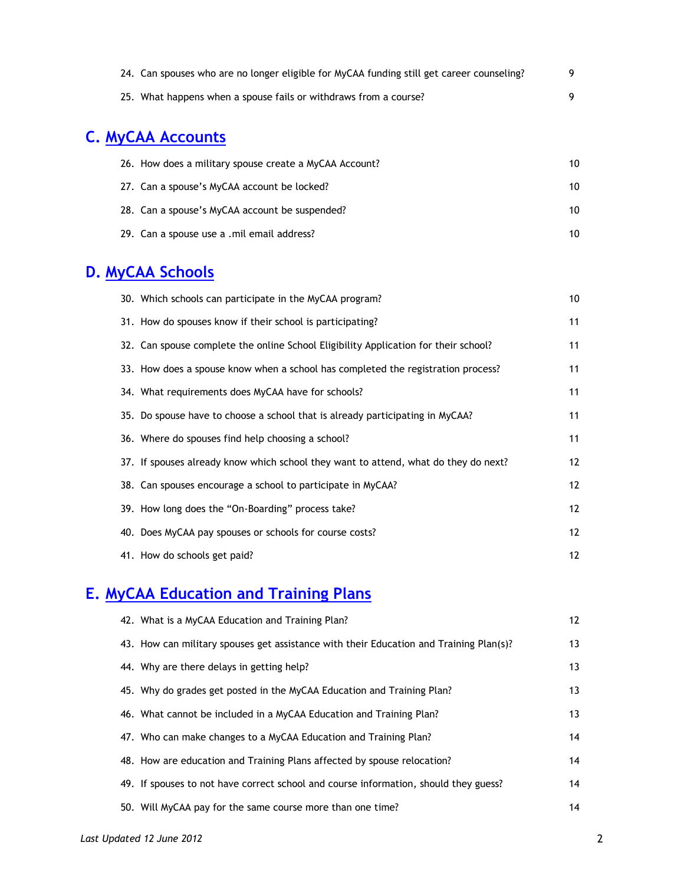24. Can spouses who are no longer eligible for MyCAA funding still get career counseling? 9
25. What happens when a spouse fails or withdraws from a course? 9

## C. MyCAA Accounts

26. How does a military spouse create a MyCAA Account? 10
27. Can a spouse's MyCAA account be locked? 10
28. Can a spouse's MyCAA account be suspended? 10
29. Can a spouse use a .mil email address? 10

## D. MyCAA Schools

30. Which schools can participate in the MyCAA program? 10
31. How do spouses know if their school is participating? 11
32. Can spouse complete the online School Eligibility Application for their school? 11
33. How does a spouse know when a school has completed the registration process? 11
34. What requirements does MyCAA have for schools? 11
35. Do spouse have to choose a school that is already participating in MyCAA? 11
36. Where do spouses find help choosing a school? 11
37. If spouses already know which school they want to attend, what do they do next? 12
38. Can spouses encourage a school to participate in MyCAA? 12
39. How long does the "On-Boarding" process take? 12
40. Does MyCAA pay spouses or schools for course costs? 12
41. How do schools get paid? 12

## E. MyCAA Education and Training Plans

42. What is a MyCAA Education and Training Plan? 12
43. How can military spouses get assistance with their Education and Training Plan(s)? 13
44. Why are there delays in getting help? 13
45. Why do grades get posted in the MyCAA Education and Training Plan? 13
46. What cannot be included in a MyCAA Education and Training Plan? 13
47. Who can make changes to a MyCAA Education and Training Plan? 14
48. How are education and Training Plans affected by spouse relocation? 14
49. If spouses to not have correct school and course information, should they guess? 14
50. Will MyCAA pay for the same course more than one time? 14

*Last Updated 12 June 2012*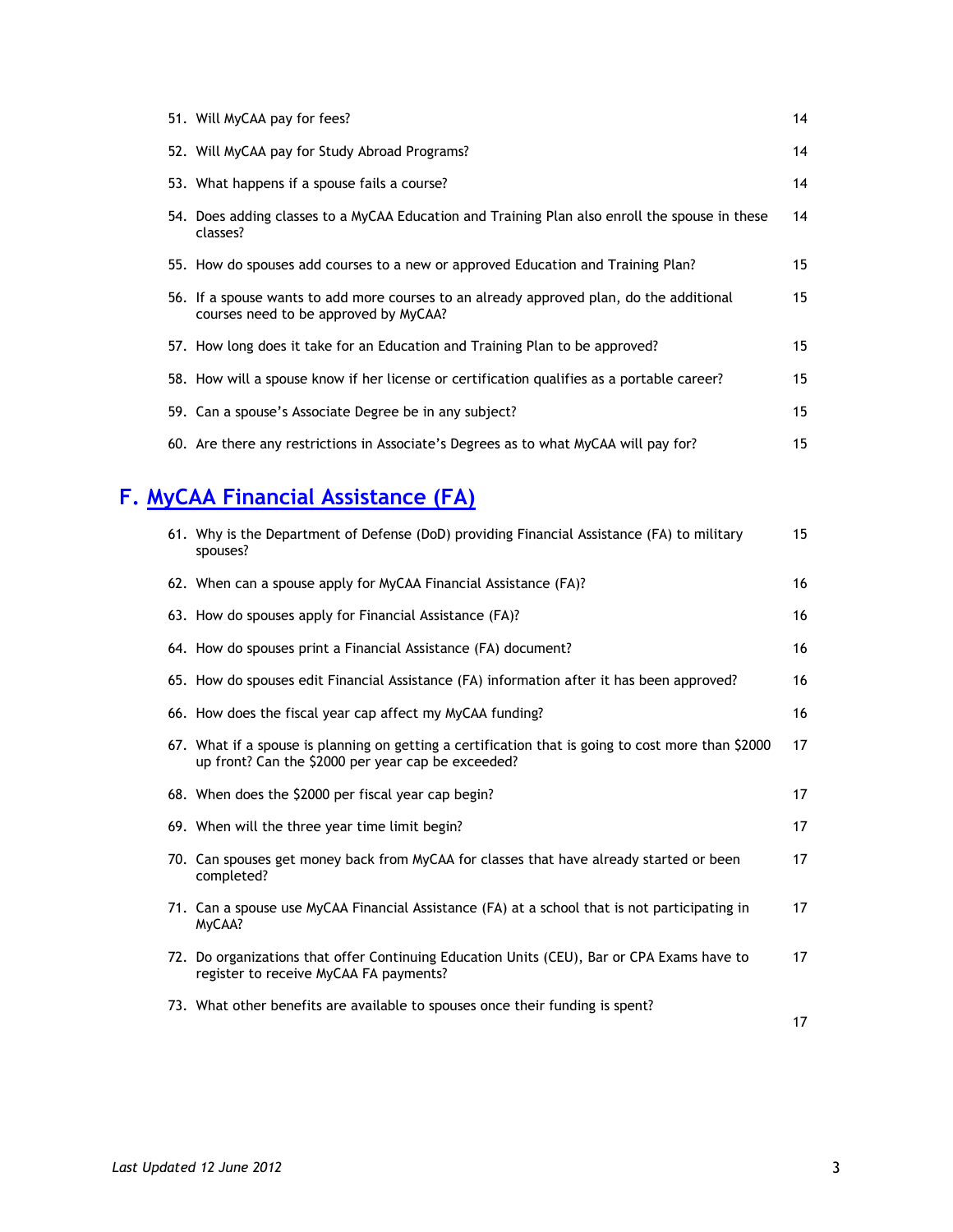51. Will MyCAA pay for fees? 14
52. Will MyCAA pay for Study Abroad Programs? 14
53. What happens if a spouse fails a course? 14
54. Does adding classes to a MyCAA Education and Training Plan also enroll the spouse in these classes? 14
55. How do spouses add courses to a new or approved Education and Training Plan? 15
56. If a spouse wants to add more courses to an already approved plan, do the additional courses need to be approved by MyCAA? 15
57. How long does it take for an Education and Training Plan to be approved? 15
58. How will a spouse know if her license or certification qualifies as a portable career? 15
59. Can a spouse's Associate Degree be in any subject? 15
60. Are there any restrictions in Associate's Degrees as to what MyCAA will pay for? 15

## F. MyCAA Financial Assistance (FA)

61. Why is the Department of Defense (DoD) providing Financial Assistance (FA) to military spouses? 15
62. When can a spouse apply for MyCAA Financial Assistance (FA)? 16
63. How do spouses apply for Financial Assistance (FA)? 16
64. How do spouses print a Financial Assistance (FA) document? 16
65. How do spouses edit Financial Assistance (FA) information after it has been approved? 16
66. How does the fiscal year cap affect my MyCAA funding? 16
67. What if a spouse is planning on getting a certification that is going to cost more than $2000 up front? Can the $2000 per year cap be exceeded? 17
68. When does the $2000 per fiscal year cap begin? 17
69. When will the three year time limit begin? 17
70. Can spouses get money back from MyCAA for classes that have already started or been completed? 17
71. Can a spouse use MyCAA Financial Assistance (FA) at a school that is not participating in MyCAA? 17
72. Do organizations that offer Continuing Education Units (CEU), Bar or CPA Exams have to register to receive MyCAA FA payments? 17
73. What other benefits are available to spouses once their funding is spent? 17

*Last Updated 12 June 2012*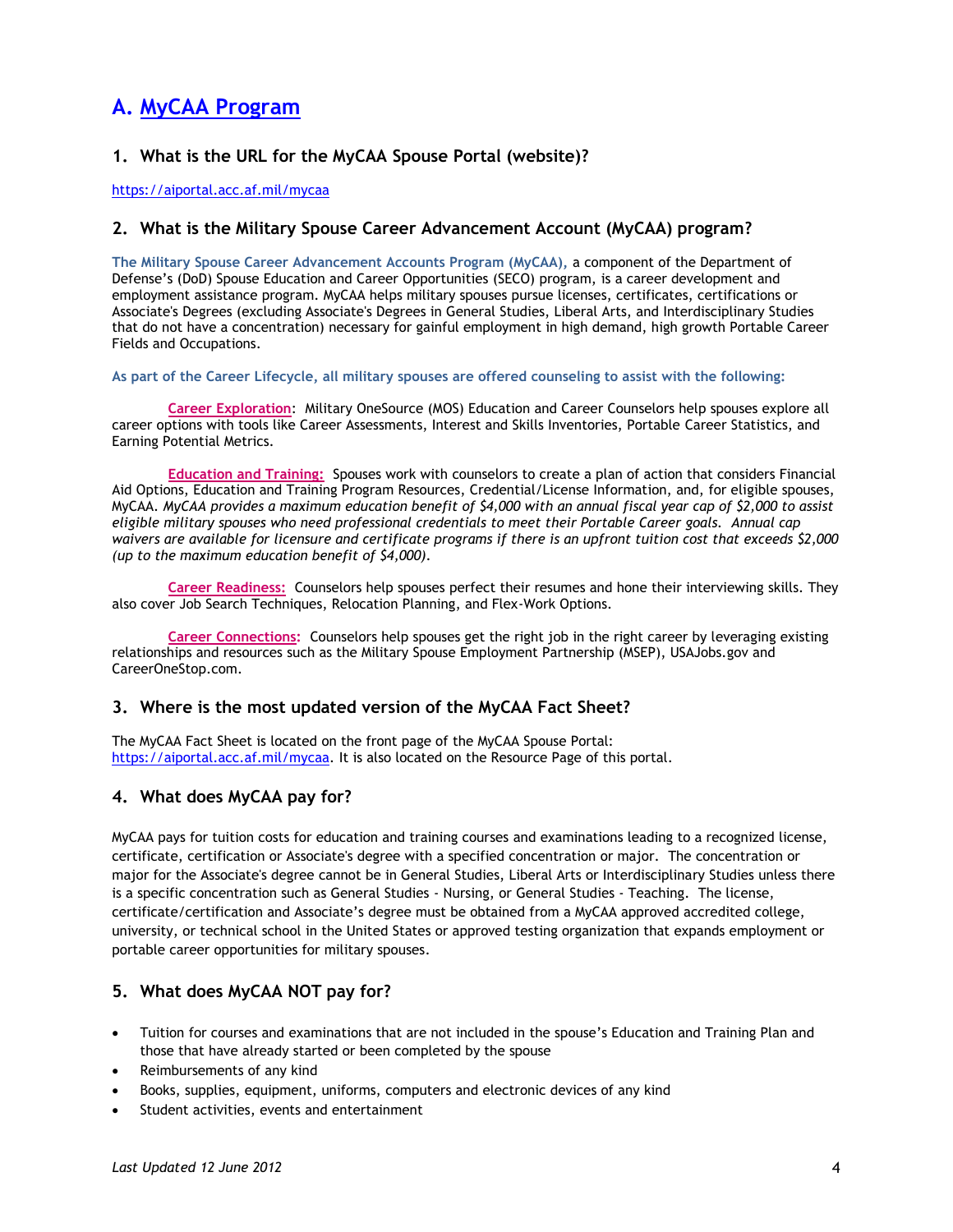# A. MyCAA Program

## 1. What is the URL for the MyCAA Spouse Portal (website)?

https://aiportal.acc.af.mil/mycaa

## 2. What is the Military Spouse Career Advancement Account (MyCAA) program?

**The Military Spouse Career Advancement Accounts Program (MyCAA),** a component of the Department of Defense's (DoD) Spouse Education and Career Opportunities (SECO) program, is a career development and employment assistance program. MyCAA helps military spouses pursue licenses, certificates, certifications or Associate's Degrees (excluding Associate's Degrees in General Studies, Liberal Arts, and Interdisciplinary Studies that do not have a concentration) necessary for gainful employment in high demand, high growth Portable Career Fields and Occupations.

**As part of the Career Lifecycle, all military spouses are offered counseling to assist with the following:**

**Career Exploration**: Military OneSource (MOS) Education and Career Counselors help spouses explore all career options with tools like Career Assessments, Interest and Skills Inventories, Portable Career Statistics, and Earning Potential Metrics.

**Education and Training:** Spouses work with counselors to create a plan of action that considers Financial Aid Options, Education and Training Program Resources, Credential/License Information, and, for eligible spouses, MyCAA. *MyCAA provides a maximum education benefit of $4,000 with an annual fiscal year cap of $2,000 to assist eligible military spouses who need professional credentials to meet their Portable Career goals. Annual cap waivers are available for licensure and certificate programs if there is an upfront tuition cost that exceeds $2,000 (up to the maximum education benefit of $4,000).*

**Career Readiness:** Counselors help spouses perfect their resumes and hone their interviewing skills. They also cover Job Search Techniques, Relocation Planning, and Flex-Work Options.

**Career Connections:** Counselors help spouses get the right job in the right career by leveraging existing relationships and resources such as the Military Spouse Employment Partnership (MSEP), USAJobs.gov and CareerOneStop.com.

## 3. Where is the most updated version of the MyCAA Fact Sheet?

The MyCAA Fact Sheet is located on the front page of the MyCAA Spouse Portal: https://aiportal.acc.af.mil/mycaa. It is also located on the Resource Page of this portal.

## 4. What does MyCAA pay for?

MyCAA pays for tuition costs for education and training courses and examinations leading to a recognized license, certificate, certification or Associate's degree with a specified concentration or major. The concentration or major for the Associate's degree cannot be in General Studies, Liberal Arts or Interdisciplinary Studies unless there is a specific concentration such as General Studies - Nursing, or General Studies - Teaching. The license, certificate/certification and Associate's degree must be obtained from a MyCAA approved accredited college, university, or technical school in the United States or approved testing organization that expands employment or portable career opportunities for military spouses.

## 5. What does MyCAA NOT pay for?

- Tuition for courses and examinations that are not included in the spouse's Education and Training Plan and those that have already started or been completed by the spouse
- Reimbursements of any kind
- Books, supplies, equipment, uniforms, computers and electronic devices of any kind
- Student activities, events and entertainment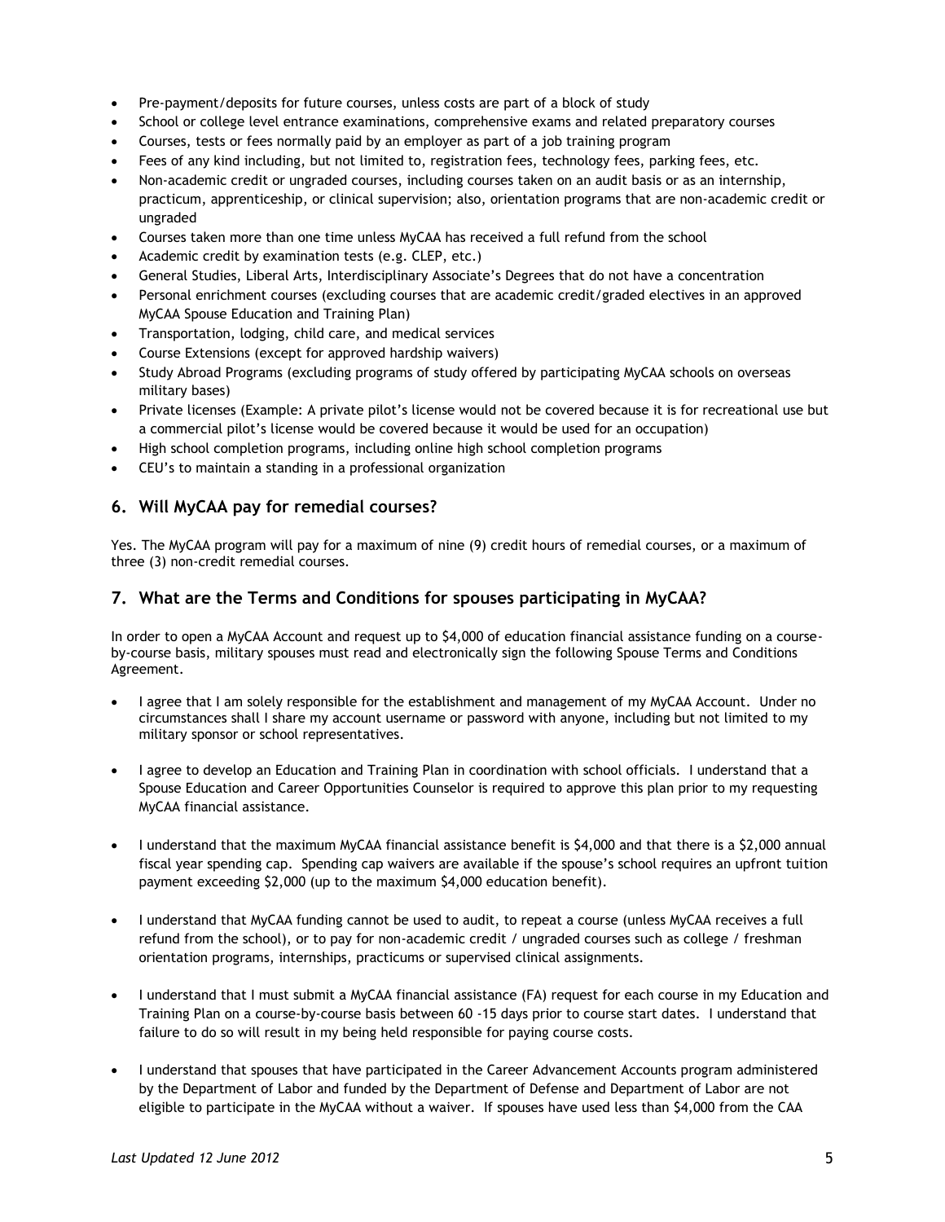- Pre-payment/deposits for future courses, unless costs are part of a block of study
- School or college level entrance examinations, comprehensive exams and related preparatory courses
- Courses, tests or fees normally paid by an employer as part of a job training program
- Fees of any kind including, but not limited to, registration fees, technology fees, parking fees, etc.
- Non-academic credit or ungraded courses, including courses taken on an audit basis or as an internship, practicum, apprenticeship, or clinical supervision; also, orientation programs that are non-academic credit or ungraded
- Courses taken more than one time unless MyCAA has received a full refund from the school
- Academic credit by examination tests (e.g. CLEP, etc.)
- General Studies, Liberal Arts, Interdisciplinary Associate's Degrees that do not have a concentration
- Personal enrichment courses (excluding courses that are academic credit/graded electives in an approved MyCAA Spouse Education and Training Plan)
- Transportation, lodging, child care, and medical services
- Course Extensions (except for approved hardship waivers)
- Study Abroad Programs (excluding programs of study offered by participating MyCAA schools on overseas military bases)
- Private licenses (Example: A private pilot's license would not be covered because it is for recreational use but a commercial pilot's license would be covered because it would be used for an occupation)
- High school completion programs, including online high school completion programs
- CEU's to maintain a standing in a professional organization

## 6. Will MyCAA pay for remedial courses?

Yes. The MyCAA program will pay for a maximum of nine (9) credit hours of remedial courses, or a maximum of three (3) non-credit remedial courses.

## 7. What are the Terms and Conditions for spouses participating in MyCAA?

In order to open a MyCAA Account and request up to $4,000 of education financial assistance funding on a course-by-course basis, military spouses must read and electronically sign the following Spouse Terms and Conditions Agreement.

- I agree that I am solely responsible for the establishment and management of my MyCAA Account. Under no circumstances shall I share my account username or password with anyone, including but not limited to my military sponsor or school representatives.

- I agree to develop an Education and Training Plan in coordination with school officials. I understand that a Spouse Education and Career Opportunities Counselor is required to approve this plan prior to my requesting MyCAA financial assistance.

- I understand that the maximum MyCAA financial assistance benefit is $4,000 and that there is a $2,000 annual fiscal year spending cap. Spending cap waivers are available if the spouse's school requires an upfront tuition payment exceeding $2,000 (up to the maximum $4,000 education benefit).

- I understand that MyCAA funding cannot be used to audit, to repeat a course (unless MyCAA receives a full refund from the school), or to pay for non-academic credit / ungraded courses such as college / freshman orientation programs, internships, practicums or supervised clinical assignments.

- I understand that I must submit a MyCAA financial assistance (FA) request for each course in my Education and Training Plan on a course-by-course basis between 60 -15 days prior to course start dates. I understand that failure to do so will result in my being held responsible for paying course costs.

- I understand that spouses that have participated in the Career Advancement Accounts program administered by the Department of Labor and funded by the Department of Defense and Department of Labor are not eligible to participate in the MyCAA without a waiver. If spouses have used less than $4,000 from the CAA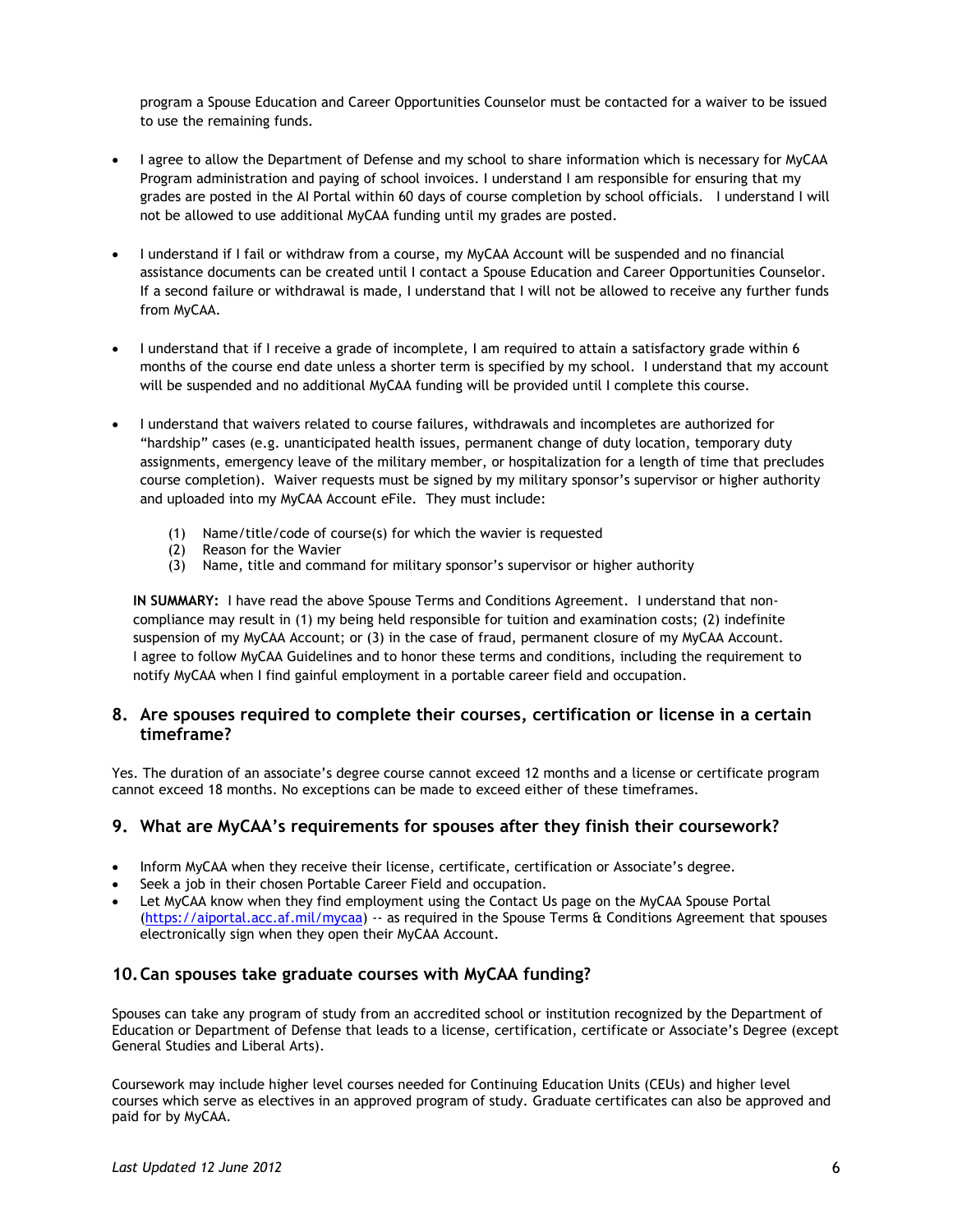program a Spouse Education and Career Opportunities Counselor must be contacted for a waiver to be issued to use the remaining funds.

- I agree to allow the Department of Defense and my school to share information which is necessary for MyCAA Program administration and paying of school invoices. I understand I am responsible for ensuring that my grades are posted in the AI Portal within 60 days of course completion by school officials. I understand I will not be allowed to use additional MyCAA funding until my grades are posted.

- I understand if I fail or withdraw from a course, my MyCAA Account will be suspended and no financial assistance documents can be created until I contact a Spouse Education and Career Opportunities Counselor. If a second failure or withdrawal is made, I understand that I will not be allowed to receive any further funds from MyCAA.

- I understand that if I receive a grade of incomplete, I am required to attain a satisfactory grade within 6 months of the course end date unless a shorter term is specified by my school. I understand that my account will be suspended and no additional MyCAA funding will be provided until I complete this course.

- I understand that waivers related to course failures, withdrawals and incompletes are authorized for "hardship" cases (e.g. unanticipated health issues, permanent change of duty location, temporary duty assignments, emergency leave of the military member, or hospitalization for a length of time that precludes course completion). Waiver requests must be signed by my military sponsor's supervisor or higher authority and uploaded into my MyCAA Account eFile. They must include:

  (1) Name/title/code of course(s) for which the wavier is requested
  (2) Reason for the Wavier
  (3) Name, title and command for military sponsor's supervisor or higher authority

**IN SUMMARY:** I have read the above Spouse Terms and Conditions Agreement. I understand that non-compliance may result in (1) my being held responsible for tuition and examination costs; (2) indefinite suspension of my MyCAA Account; or (3) in the case of fraud, permanent closure of my MyCAA Account. I agree to follow MyCAA Guidelines and to honor these terms and conditions, including the requirement to notify MyCAA when I find gainful employment in a portable career field and occupation.

## 8. Are spouses required to complete their courses, certification or license in a certain timeframe?

Yes. The duration of an associate's degree course cannot exceed 12 months and a license or certificate program cannot exceed 18 months. No exceptions can be made to exceed either of these timeframes.

## 9. What are MyCAA's requirements for spouses after they finish their coursework?

- Inform MyCAA when they receive their license, certificate, certification or Associate's degree.
- Seek a job in their chosen Portable Career Field and occupation.
- Let MyCAA know when they find employment using the Contact Us page on the MyCAA Spouse Portal (https://aiportal.acc.af.mil/mycaa) -- as required in the Spouse Terms & Conditions Agreement that spouses electronically sign when they open their MyCAA Account.

## 10. Can spouses take graduate courses with MyCAA funding?

Spouses can take any program of study from an accredited school or institution recognized by the Department of Education or Department of Defense that leads to a license, certification, certificate or Associate's Degree (except General Studies and Liberal Arts).

Coursework may include higher level courses needed for Continuing Education Units (CEUs) and higher level courses which serve as electives in an approved program of study. Graduate certificates can also be approved and paid for by MyCAA.

*Last Updated 12 June 2012*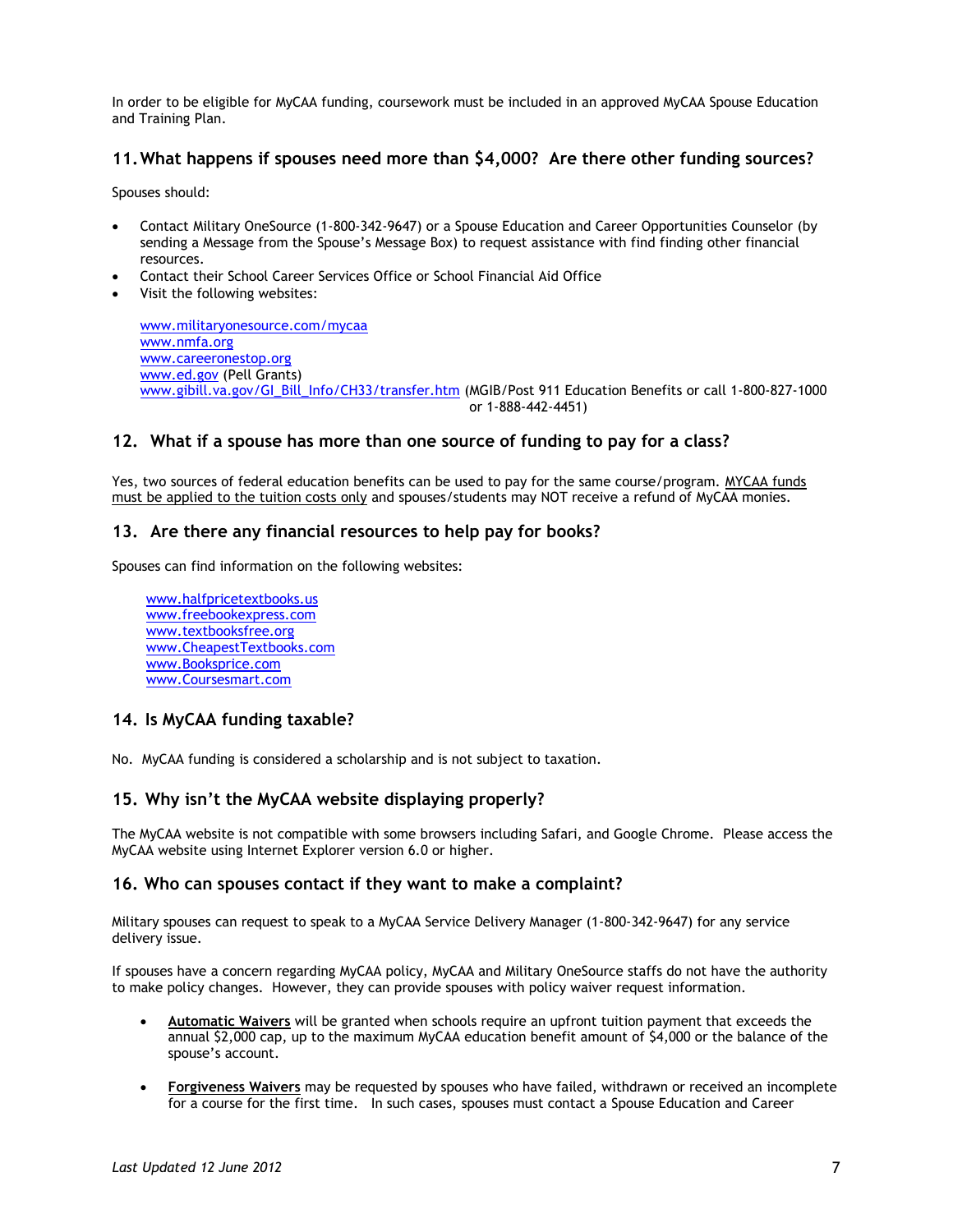In order to be eligible for MyCAA funding, coursework must be included in an approved MyCAA Spouse Education and Training Plan.

## 11. What happens if spouses need more than $4,000? Are there other funding sources?

Spouses should:

- Contact Military OneSource (1-800-342-9647) or a Spouse Education and Career Opportunities Counselor (by sending a Message from the Spouse's Message Box) to request assistance with find finding other financial resources.
- Contact their School Career Services Office or School Financial Aid Office
- Visit the following websites:

  www.militaryonesource.com/mycaa
  www.nmfa.org
  www.careeronestop.org
  www.ed.gov (Pell Grants)
  www.gibill.va.gov/GI_Bill_Info/CH33/transfer.htm (MGIB/Post 911 Education Benefits or call 1-800-827-1000 or 1-888-442-4451)

## 12. What if a spouse has more than one source of funding to pay for a class?

Yes, two sources of federal education benefits can be used to pay for the same course/program. MYCAA funds must be applied to the tuition costs only and spouses/students may NOT receive a refund of MyCAA monies.

## 13. Are there any financial resources to help pay for books?

Spouses can find information on the following websites:

www.halfpricetextbooks.us
www.freebookexpress.com
www.textbooksfree.org
www.CheapestTextbooks.com
www.Booksprice.com
www.Coursesmart.com

## 14. Is MyCAA funding taxable?

No. MyCAA funding is considered a scholarship and is not subject to taxation.

## 15. Why isn't the MyCAA website displaying properly?

The MyCAA website is not compatible with some browsers including Safari, and Google Chrome. Please access the MyCAA website using Internet Explorer version 6.0 or higher.

## 16. Who can spouses contact if they want to make a complaint?

Military spouses can request to speak to a MyCAA Service Delivery Manager (1-800-342-9647) for any service delivery issue.

If spouses have a concern regarding MyCAA policy, MyCAA and Military OneSource staffs do not have the authority to make policy changes. However, they can provide spouses with policy waiver request information.

- **Automatic Waivers** will be granted when schools require an upfront tuition payment that exceeds the annual $2,000 cap, up to the maximum MyCAA education benefit amount of $4,000 or the balance of the spouse's account.

- **Forgiveness Waivers** may be requested by spouses who have failed, withdrawn or received an incomplete for a course for the first time. In such cases, spouses must contact a Spouse Education and Career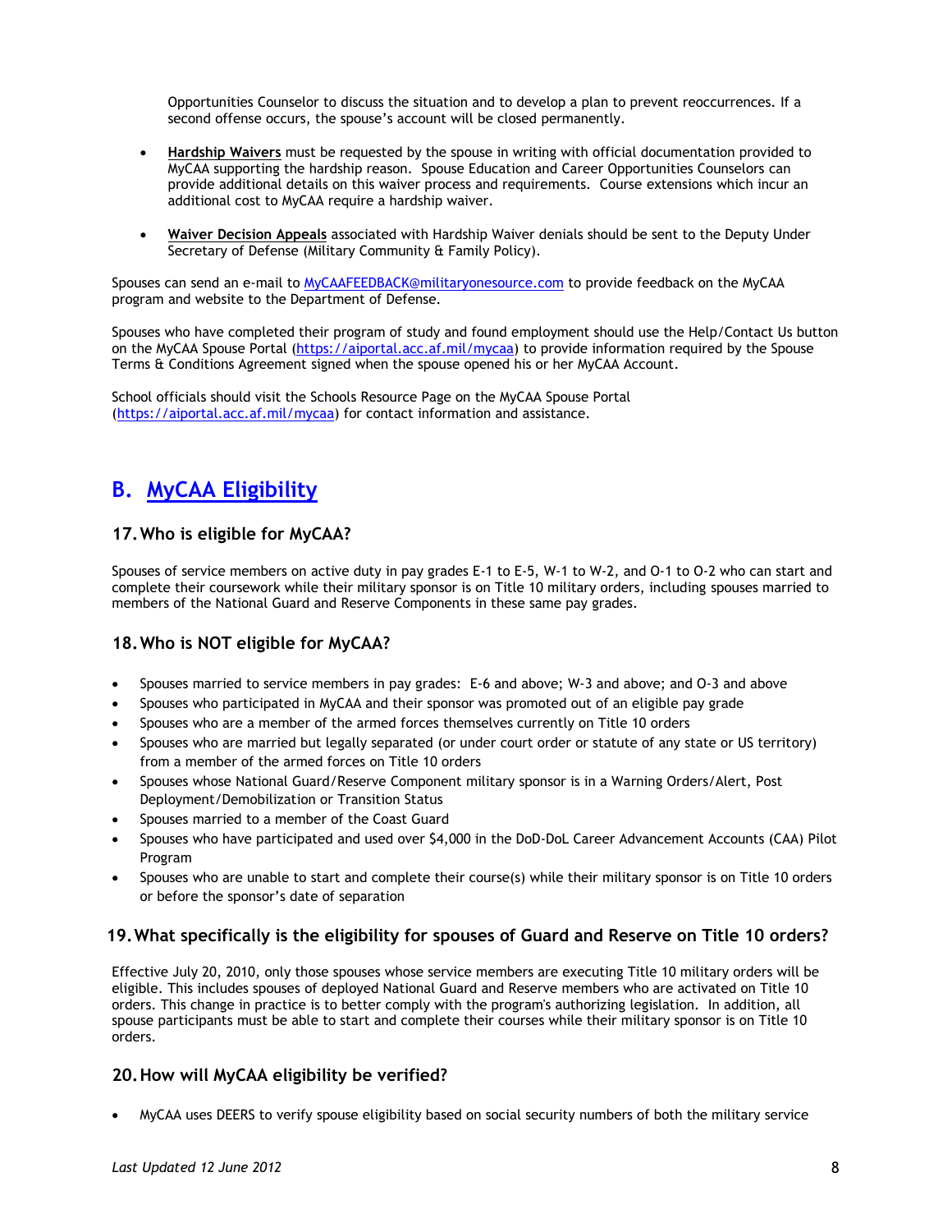Opportunities Counselor to discuss the situation and to develop a plan to prevent reoccurrences. If a second offense occurs, the spouse's account will be closed permanently.

- **Hardship Waivers** must be requested by the spouse in writing with official documentation provided to MyCAA supporting the hardship reason. Spouse Education and Career Opportunities Counselors can provide additional details on this waiver process and requirements. Course extensions which incur an additional cost to MyCAA require a hardship waiver.

- **Waiver Decision Appeals** associated with Hardship Waiver denials should be sent to the Deputy Under Secretary of Defense (Military Community & Family Policy).

Spouses can send an e-mail to MyCAAFEEDBACK@militaryonesource.com to provide feedback on the MyCAA program and website to the Department of Defense.

Spouses who have completed their program of study and found employment should use the Help/Contact Us button on the MyCAA Spouse Portal (https://aiportal.acc.af.mil/mycaa) to provide information required by the Spouse Terms & Conditions Agreement signed when the spouse opened his or her MyCAA Account.

School officials should visit the Schools Resource Page on the MyCAA Spouse Portal (https://aiportal.acc.af.mil/mycaa) for contact information and assistance.

## B. MyCAA Eligibility

### 17. Who is eligible for MyCAA?

Spouses of service members on active duty in pay grades E-1 to E-5, W-1 to W-2, and O-1 to O-2 who can start and complete their coursework while their military sponsor is on Title 10 military orders, including spouses married to members of the National Guard and Reserve Components in these same pay grades.

### 18. Who is NOT eligible for MyCAA?

- Spouses married to service members in pay grades: E-6 and above; W-3 and above; and O-3 and above
- Spouses who participated in MyCAA and their sponsor was promoted out of an eligible pay grade
- Spouses who are a member of the armed forces themselves currently on Title 10 orders
- Spouses who are married but legally separated (or under court order or statute of any state or US territory) from a member of the armed forces on Title 10 orders
- Spouses whose National Guard/Reserve Component military sponsor is in a Warning Orders/Alert, Post Deployment/Demobilization or Transition Status
- Spouses married to a member of the Coast Guard
- Spouses who have participated and used over $4,000 in the DoD-DoL Career Advancement Accounts (CAA) Pilot Program
- Spouses who are unable to start and complete their course(s) while their military sponsor is on Title 10 orders or before the sponsor's date of separation

### 19. What specifically is the eligibility for spouses of Guard and Reserve on Title 10 orders?

Effective July 20, 2010, only those spouses whose service members are executing Title 10 military orders will be eligible. This includes spouses of deployed National Guard and Reserve members who are activated on Title 10 orders. This change in practice is to better comply with the program's authorizing legislation. In addition, all spouse participants must be able to start and complete their courses while their military sponsor is on Title 10 orders.

### 20. How will MyCAA eligibility be verified?

- MyCAA uses DEERS to verify spouse eligibility based on social security numbers of both the military service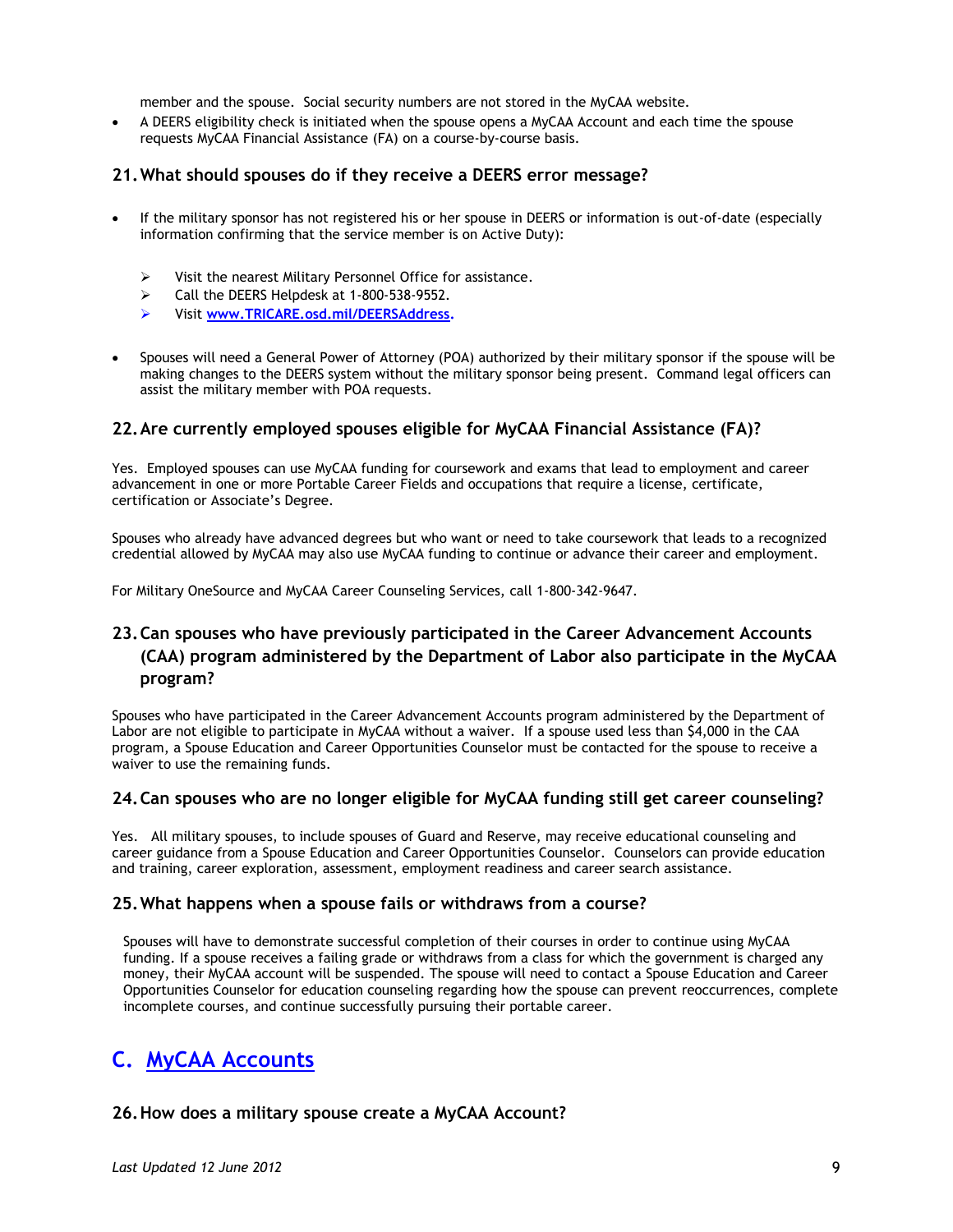member and the spouse. Social security numbers are not stored in the MyCAA website.

- A DEERS eligibility check is initiated when the spouse opens a MyCAA Account and each time the spouse requests MyCAA Financial Assistance (FA) on a course-by-course basis.

### 21. What should spouses do if they receive a DEERS error message?

- If the military sponsor has not registered his or her spouse in DEERS or information is out-of-date (especially information confirming that the service member is on Active Duty):
  - Visit the nearest Military Personnel Office for assistance.
  - Call the DEERS Helpdesk at 1-800-538-9552.
  - Visit **www.TRICARE.osd.mil/DEERSAddress.**
- Spouses will need a General Power of Attorney (POA) authorized by their military sponsor if the spouse will be making changes to the DEERS system without the military sponsor being present. Command legal officers can assist the military member with POA requests.

### 22. Are currently employed spouses eligible for MyCAA Financial Assistance (FA)?

Yes. Employed spouses can use MyCAA funding for coursework and exams that lead to employment and career advancement in one or more Portable Career Fields and occupations that require a license, certificate, certification or Associate's Degree.

Spouses who already have advanced degrees but who want or need to take coursework that leads to a recognized credential allowed by MyCAA may also use MyCAA funding to continue or advance their career and employment.

For Military OneSource and MyCAA Career Counseling Services, call 1-800-342-9647.

### 23. Can spouses who have previously participated in the Career Advancement Accounts (CAA) program administered by the Department of Labor also participate in the MyCAA program?

Spouses who have participated in the Career Advancement Accounts program administered by the Department of Labor are not eligible to participate in MyCAA without a waiver. If a spouse used less than $4,000 in the CAA program, a Spouse Education and Career Opportunities Counselor must be contacted for the spouse to receive a waiver to use the remaining funds.

### 24. Can spouses who are no longer eligible for MyCAA funding still get career counseling?

Yes. All military spouses, to include spouses of Guard and Reserve, may receive educational counseling and career guidance from a Spouse Education and Career Opportunities Counselor. Counselors can provide education and training, career exploration, assessment, employment readiness and career search assistance.

### 25. What happens when a spouse fails or withdraws from a course?

Spouses will have to demonstrate successful completion of their courses in order to continue using MyCAA funding. If a spouse receives a failing grade or withdraws from a class for which the government is charged any money, their MyCAA account will be suspended. The spouse will need to contact a Spouse Education and Career Opportunities Counselor for education counseling regarding how the spouse can prevent reoccurrences, complete incomplete courses, and continue successfully pursuing their portable career.

## C. MyCAA Accounts

### 26. How does a military spouse create a MyCAA Account?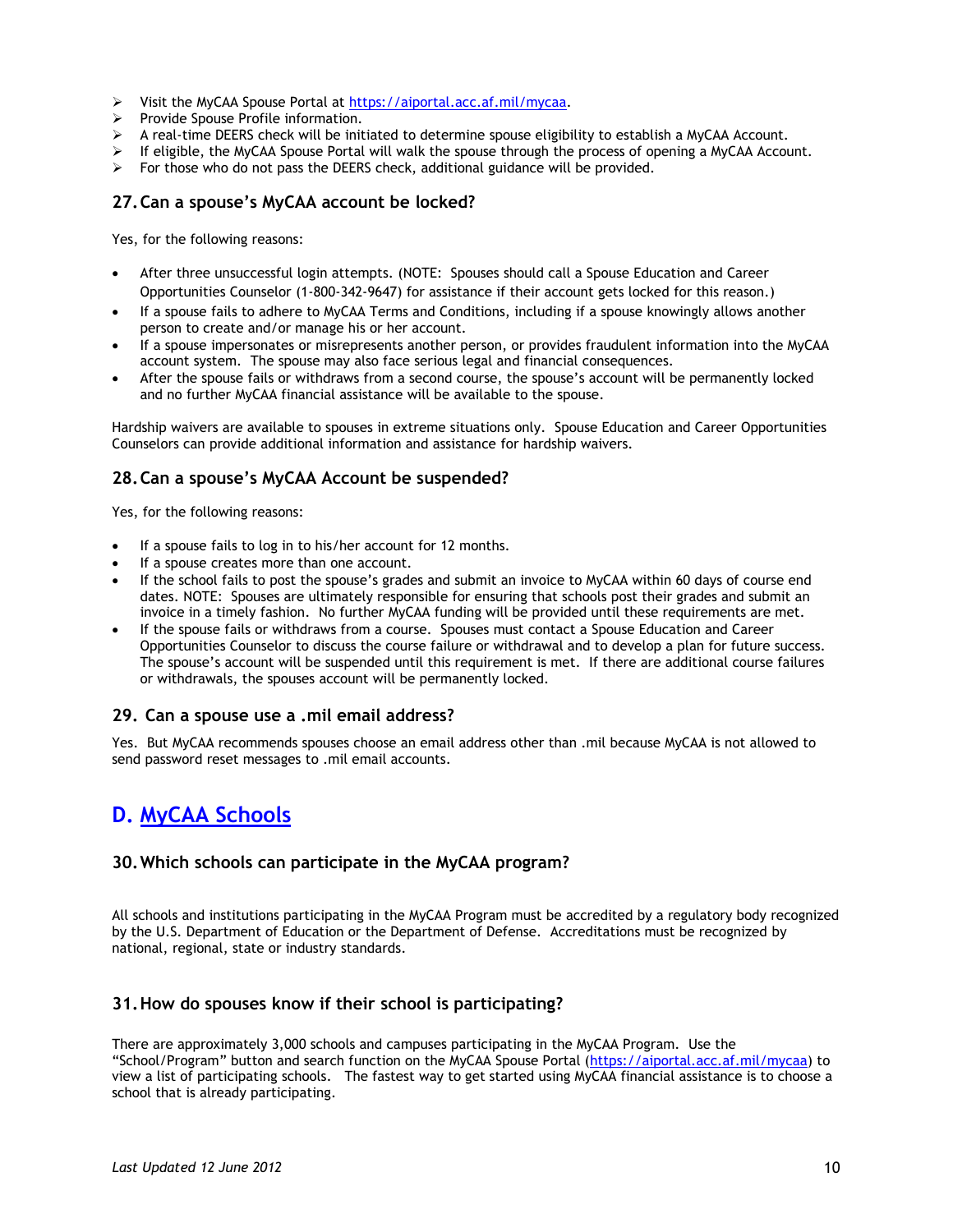- Visit the MyCAA Spouse Portal at https://aiportal.acc.af.mil/mycaa.
- Provide Spouse Profile information.
- A real-time DEERS check will be initiated to determine spouse eligibility to establish a MyCAA Account.
- If eligible, the MyCAA Spouse Portal will walk the spouse through the process of opening a MyCAA Account.
- For those who do not pass the DEERS check, additional guidance will be provided.

### 27. Can a spouse's MyCAA account be locked?

Yes, for the following reasons:

- After three unsuccessful login attempts. (NOTE: Spouses should call a Spouse Education and Career Opportunities Counselor (1-800-342-9647) for assistance if their account gets locked for this reason.)
- If a spouse fails to adhere to MyCAA Terms and Conditions, including if a spouse knowingly allows another person to create and/or manage his or her account.
- If a spouse impersonates or misrepresents another person, or provides fraudulent information into the MyCAA account system. The spouse may also face serious legal and financial consequences.
- After the spouse fails or withdraws from a second course, the spouse's account will be permanently locked and no further MyCAA financial assistance will be available to the spouse.

Hardship waivers are available to spouses in extreme situations only. Spouse Education and Career Opportunities Counselors can provide additional information and assistance for hardship waivers.

### 28. Can a spouse's MyCAA Account be suspended?

Yes, for the following reasons:

- If a spouse fails to log in to his/her account for 12 months.
- If a spouse creates more than one account.
- If the school fails to post the spouse's grades and submit an invoice to MyCAA within 60 days of course end dates. NOTE: Spouses are ultimately responsible for ensuring that schools post their grades and submit an invoice in a timely fashion. No further MyCAA funding will be provided until these requirements are met.
- If the spouse fails or withdraws from a course. Spouses must contact a Spouse Education and Career Opportunities Counselor to discuss the course failure or withdrawal and to develop a plan for future success. The spouse's account will be suspended until this requirement is met. If there are additional course failures or withdrawals, the spouses account will be permanently locked.

### 29. Can a spouse use a .mil email address?

Yes. But MyCAA recommends spouses choose an email address other than .mil because MyCAA is not allowed to send password reset messages to .mil email accounts.

## D. MyCAA Schools

### 30. Which schools can participate in the MyCAA program?

All schools and institutions participating in the MyCAA Program must be accredited by a regulatory body recognized by the U.S. Department of Education or the Department of Defense. Accreditations must be recognized by national, regional, state or industry standards.

### 31. How do spouses know if their school is participating?

There are approximately 3,000 schools and campuses participating in the MyCAA Program. Use the "School/Program" button and search function on the MyCAA Spouse Portal (https://aiportal.acc.af.mil/mycaa) to view a list of participating schools. The fastest way to get started using MyCAA financial assistance is to choose a school that is already participating.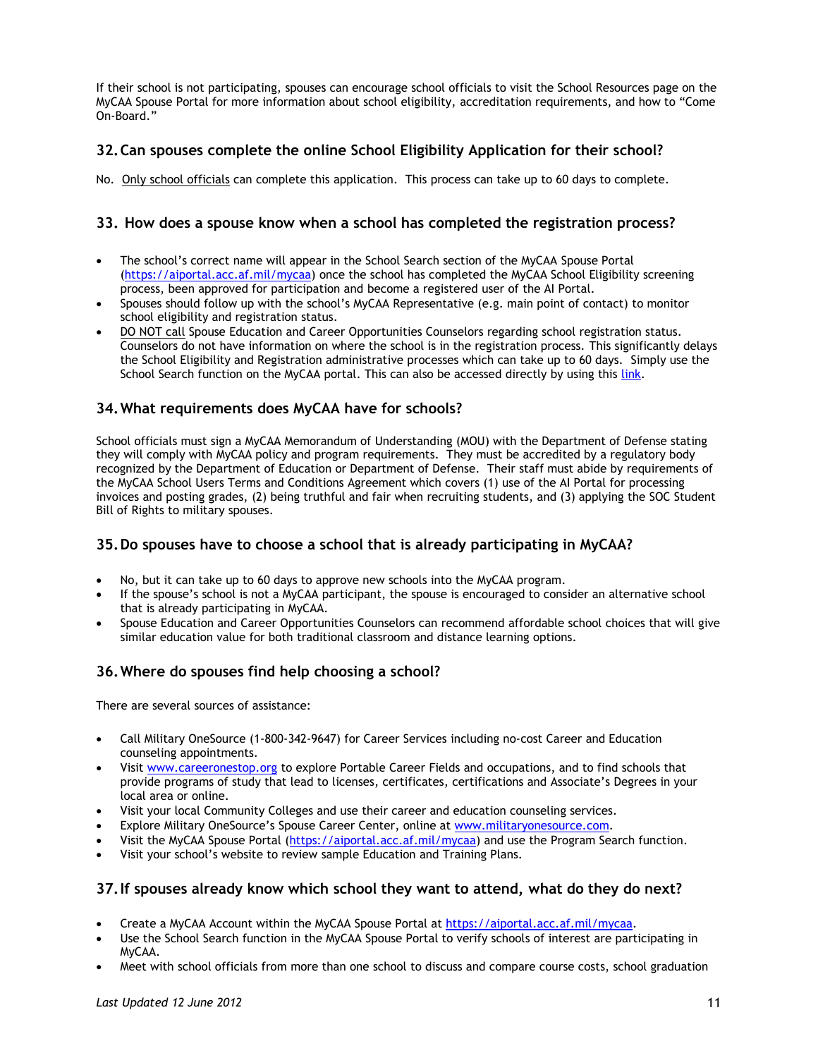If their school is not participating, spouses can encourage school officials to visit the School Resources page on the MyCAA Spouse Portal for more information about school eligibility, accreditation requirements, and how to "Come On-Board."

## 32. Can spouses complete the online School Eligibility Application for their school?

No. Only school officials can complete this application. This process can take up to 60 days to complete.

## 33. How does a spouse know when a school has completed the registration process?

- The school's correct name will appear in the School Search section of the MyCAA Spouse Portal (https://aiportal.acc.af.mil/mycaa) once the school has completed the MyCAA School Eligibility screening process, been approved for participation and become a registered user of the AI Portal.
- Spouses should follow up with the school's MyCAA Representative (e.g. main point of contact) to monitor school eligibility and registration status.
- DO NOT call Spouse Education and Career Opportunities Counselors regarding school registration status. Counselors do not have information on where the school is in the registration process. This significantly delays the School Eligibility and Registration administrative processes which can take up to 60 days. Simply use the School Search function on the MyCAA portal. This can also be accessed directly by using this link.

## 34. What requirements does MyCAA have for schools?

School officials must sign a MyCAA Memorandum of Understanding (MOU) with the Department of Defense stating they will comply with MyCAA policy and program requirements. They must be accredited by a regulatory body recognized by the Department of Education or Department of Defense. Their staff must abide by requirements of the MyCAA School Users Terms and Conditions Agreement which covers (1) use of the AI Portal for processing invoices and posting grades, (2) being truthful and fair when recruiting students, and (3) applying the SOC Student Bill of Rights to military spouses.

## 35. Do spouses have to choose a school that is already participating in MyCAA?

- No, but it can take up to 60 days to approve new schools into the MyCAA program.
- If the spouse's school is not a MyCAA participant, the spouse is encouraged to consider an alternative school that is already participating in MyCAA.
- Spouse Education and Career Opportunities Counselors can recommend affordable school choices that will give similar education value for both traditional classroom and distance learning options.

## 36. Where do spouses find help choosing a school?

There are several sources of assistance:

- Call Military OneSource (1-800-342-9647) for Career Services including no-cost Career and Education counseling appointments.
- Visit www.careeronestop.org to explore Portable Career Fields and occupations, and to find schools that provide programs of study that lead to licenses, certificates, certifications and Associate's Degrees in your local area or online.
- Visit your local Community Colleges and use their career and education counseling services.
- Explore Military OneSource's Spouse Career Center, online at www.militaryonesource.com.
- Visit the MyCAA Spouse Portal (https://aiportal.acc.af.mil/mycaa) and use the Program Search function.
- Visit your school's website to review sample Education and Training Plans.

## 37. If spouses already know which school they want to attend, what do they do next?

- Create a MyCAA Account within the MyCAA Spouse Portal at https://aiportal.acc.af.mil/mycaa.
- Use the School Search function in the MyCAA Spouse Portal to verify schools of interest are participating in MyCAA.
- Meet with school officials from more than one school to discuss and compare course costs, school graduation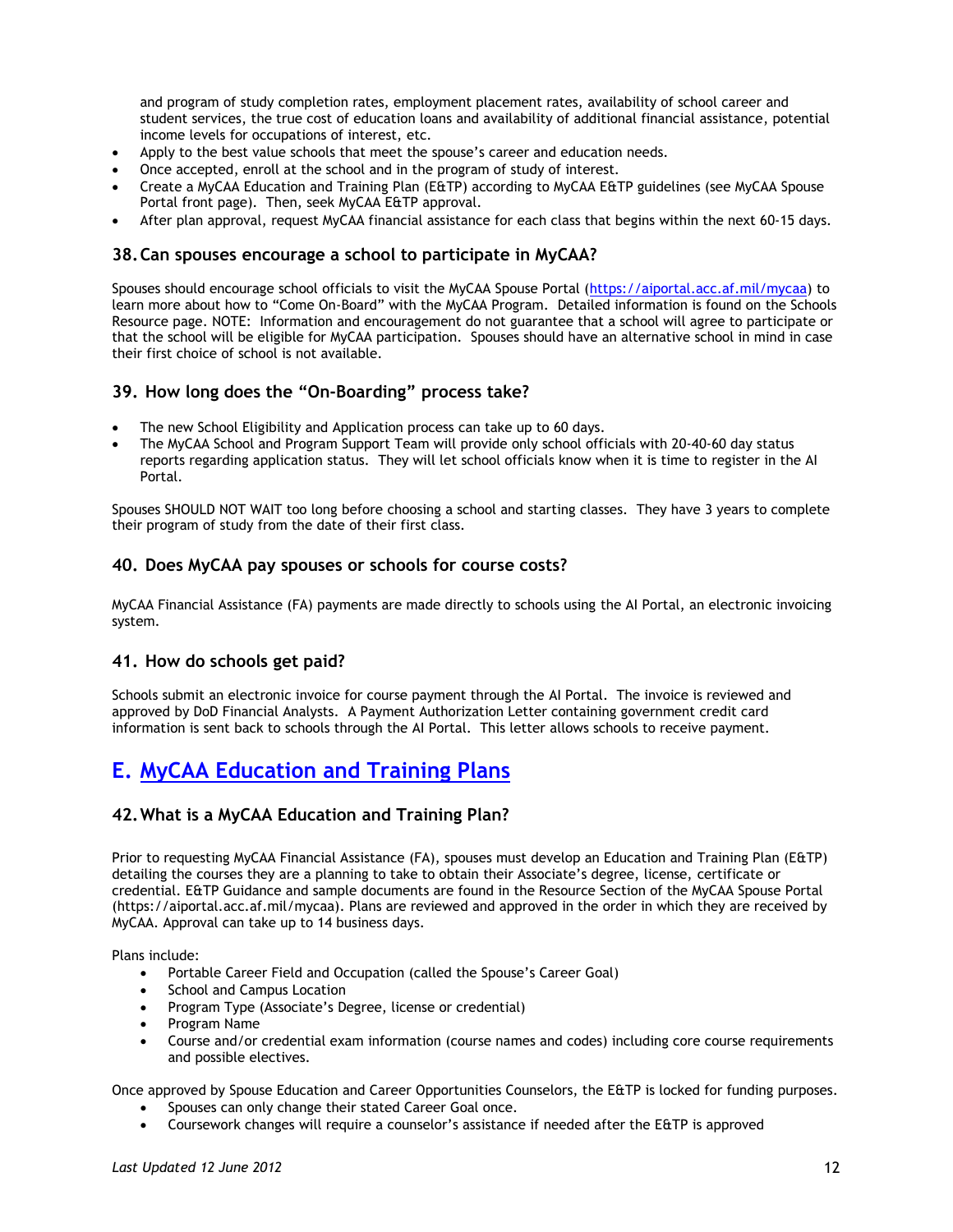and program of study completion rates, employment placement rates, availability of school career and student services, the true cost of education loans and availability of additional financial assistance, potential income levels for occupations of interest, etc.

- Apply to the best value schools that meet the spouse's career and education needs.
- Once accepted, enroll at the school and in the program of study of interest.
- Create a MyCAA Education and Training Plan (E&TP) according to MyCAA E&TP guidelines (see MyCAA Spouse Portal front page). Then, seek MyCAA E&TP approval.
- After plan approval, request MyCAA financial assistance for each class that begins within the next 60-15 days.

### 38. Can spouses encourage a school to participate in MyCAA?

Spouses should encourage school officials to visit the MyCAA Spouse Portal (https://aiportal.acc.af.mil/mycaa) to learn more about how to "Come On-Board" with the MyCAA Program. Detailed information is found on the Schools Resource page. NOTE: Information and encouragement do not guarantee that a school will agree to participate or that the school will be eligible for MyCAA participation. Spouses should have an alternative school in mind in case their first choice of school is not available.

### 39. How long does the "On-Boarding" process take?

- The new School Eligibility and Application process can take up to 60 days.
- The MyCAA School and Program Support Team will provide only school officials with 20-40-60 day status reports regarding application status. They will let school officials know when it is time to register in the AI Portal.

Spouses SHOULD NOT WAIT too long before choosing a school and starting classes. They have 3 years to complete their program of study from the date of their first class.

### 40. Does MyCAA pay spouses or schools for course costs?

MyCAA Financial Assistance (FA) payments are made directly to schools using the AI Portal, an electronic invoicing system.

### 41. How do schools get paid?

Schools submit an electronic invoice for course payment through the AI Portal. The invoice is reviewed and approved by DoD Financial Analysts. A Payment Authorization Letter containing government credit card information is sent back to schools through the AI Portal. This letter allows schools to receive payment.

## E. MyCAA Education and Training Plans

### 42. What is a MyCAA Education and Training Plan?

Prior to requesting MyCAA Financial Assistance (FA), spouses must develop an Education and Training Plan (E&TP) detailing the courses they are a planning to take to obtain their Associate's degree, license, certificate or credential. E&TP Guidance and sample documents are found in the Resource Section of the MyCAA Spouse Portal (https://aiportal.acc.af.mil/mycaa). Plans are reviewed and approved in the order in which they are received by MyCAA. Approval can take up to 14 business days.

Plans include:

- Portable Career Field and Occupation (called the Spouse's Career Goal)
- School and Campus Location
- Program Type (Associate's Degree, license or credential)
- Program Name
- Course and/or credential exam information (course names and codes) including core course requirements and possible electives.

Once approved by Spouse Education and Career Opportunities Counselors, the E&TP is locked for funding purposes.

- Spouses can only change their stated Career Goal once.
- Coursework changes will require a counselor's assistance if needed after the E&TP is approved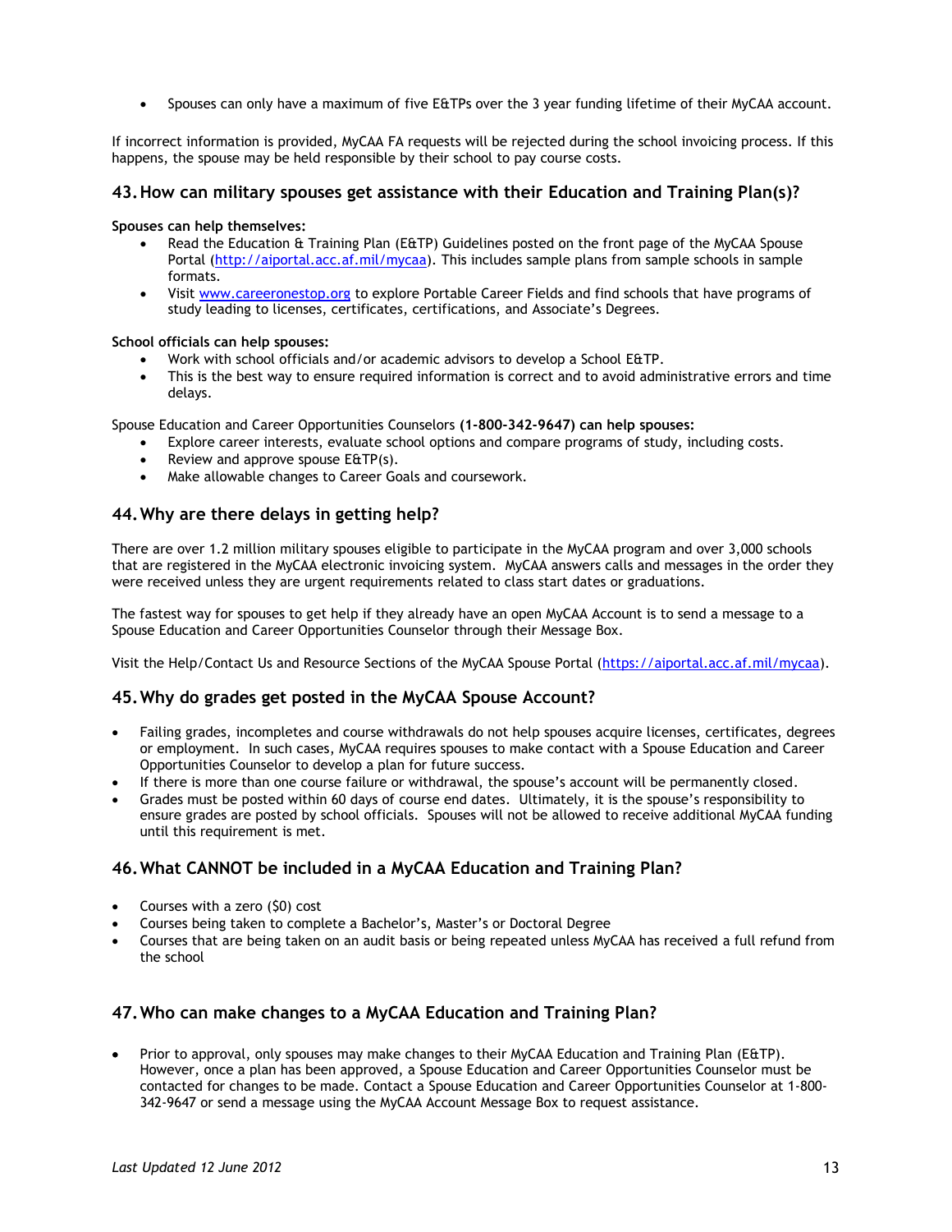- Spouses can only have a maximum of five E&TPs over the 3 year funding lifetime of their MyCAA account.

If incorrect information is provided, MyCAA FA requests will be rejected during the school invoicing process. If this happens, the spouse may be held responsible by their school to pay course costs.

## 43. How can military spouses get assistance with their Education and Training Plan(s)?

**Spouses can help themselves:**

- Read the Education & Training Plan (E&TP) Guidelines posted on the front page of the MyCAA Spouse Portal (http://aiportal.acc.af.mil/mycaa). This includes sample plans from sample schools in sample formats.
- Visit www.careeronestop.org to explore Portable Career Fields and find schools that have programs of study leading to licenses, certificates, certifications, and Associate's Degrees.

**School officials can help spouses:**

- Work with school officials and/or academic advisors to develop a School E&TP.
- This is the best way to ensure required information is correct and to avoid administrative errors and time delays.

Spouse Education and Career Opportunities Counselors **(1-800-342-9647) can help spouses:**

- Explore career interests, evaluate school options and compare programs of study, including costs.
- Review and approve spouse E&TP(s).
- Make allowable changes to Career Goals and coursework.

## 44. Why are there delays in getting help?

There are over 1.2 million military spouses eligible to participate in the MyCAA program and over 3,000 schools that are registered in the MyCAA electronic invoicing system. MyCAA answers calls and messages in the order they were received unless they are urgent requirements related to class start dates or graduations.

The fastest way for spouses to get help if they already have an open MyCAA Account is to send a message to a Spouse Education and Career Opportunities Counselor through their Message Box.

Visit the Help/Contact Us and Resource Sections of the MyCAA Spouse Portal (https://aiportal.acc.af.mil/mycaa).

## 45. Why do grades get posted in the MyCAA Spouse Account?

- Failing grades, incompletes and course withdrawals do not help spouses acquire licenses, certificates, degrees or employment. In such cases, MyCAA requires spouses to make contact with a Spouse Education and Career Opportunities Counselor to develop a plan for future success.
- If there is more than one course failure or withdrawal, the spouse's account will be permanently closed.
- Grades must be posted within 60 days of course end dates. Ultimately, it is the spouse's responsibility to ensure grades are posted by school officials. Spouses will not be allowed to receive additional MyCAA funding until this requirement is met.

## 46. What CANNOT be included in a MyCAA Education and Training Plan?

- Courses with a zero ($0) cost
- Courses being taken to complete a Bachelor's, Master's or Doctoral Degree
- Courses that are being taken on an audit basis or being repeated unless MyCAA has received a full refund from the school

## 47. Who can make changes to a MyCAA Education and Training Plan?

- Prior to approval, only spouses may make changes to their MyCAA Education and Training Plan (E&TP). However, once a plan has been approved, a Spouse Education and Career Opportunities Counselor must be contacted for changes to be made. Contact a Spouse Education and Career Opportunities Counselor at 1-800-342-9647 or send a message using the MyCAA Account Message Box to request assistance.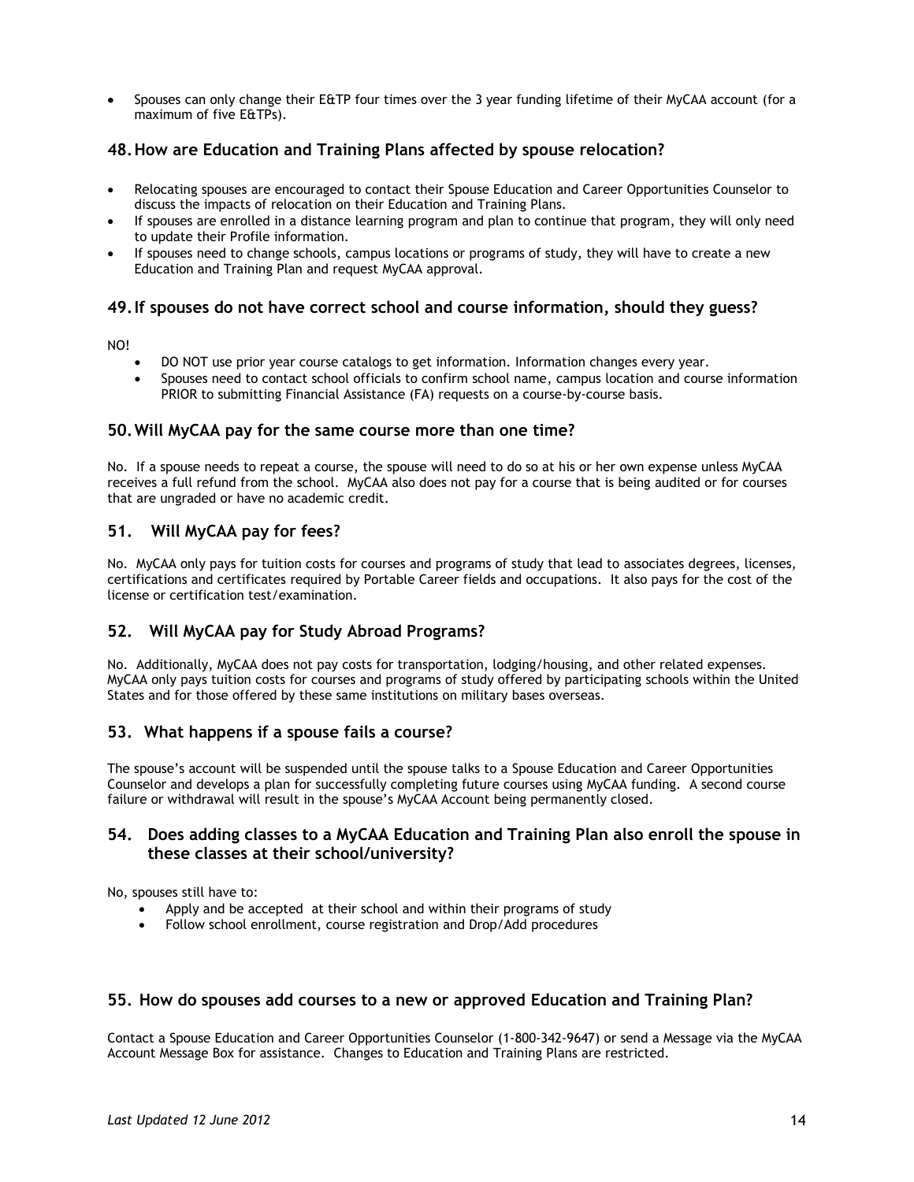- Spouses can only change their E&TP four times over the 3 year funding lifetime of their MyCAA account (for a maximum of five E&TPs).

## 48. How are Education and Training Plans affected by spouse relocation?

- Relocating spouses are encouraged to contact their Spouse Education and Career Opportunities Counselor to discuss the impacts of relocation on their Education and Training Plans.
- If spouses are enrolled in a distance learning program and plan to continue that program, they will only need to update their Profile information.
- If spouses need to change schools, campus locations or programs of study, they will have to create a new Education and Training Plan and request MyCAA approval.

## 49. If spouses do not have correct school and course information, should they guess?

NO!

- DO NOT use prior year course catalogs to get information. Information changes every year.
- Spouses need to contact school officials to confirm school name, campus location and course information PRIOR to submitting Financial Assistance (FA) requests on a course-by-course basis.

## 50. Will MyCAA pay for the same course more than one time?

No. If a spouse needs to repeat a course, the spouse will need to do so at his or her own expense unless MyCAA receives a full refund from the school. MyCAA also does not pay for a course that is being audited or for courses that are ungraded or have no academic credit.

## 51. Will MyCAA pay for fees?

No. MyCAA only pays for tuition costs for courses and programs of study that lead to associates degrees, licenses, certifications and certificates required by Portable Career fields and occupations. It also pays for the cost of the license or certification test/examination.

## 52. Will MyCAA pay for Study Abroad Programs?

No. Additionally, MyCAA does not pay costs for transportation, lodging/housing, and other related expenses. MyCAA only pays tuition costs for courses and programs of study offered by participating schools within the United States and for those offered by these same institutions on military bases overseas.

## 53. What happens if a spouse fails a course?

The spouse's account will be suspended until the spouse talks to a Spouse Education and Career Opportunities Counselor and develops a plan for successfully completing future courses using MyCAA funding. A second course failure or withdrawal will result in the spouse's MyCAA Account being permanently closed.

## 54. Does adding classes to a MyCAA Education and Training Plan also enroll the spouse in these classes at their school/university?

No, spouses still have to:

- Apply and be accepted at their school and within their programs of study
- Follow school enrollment, course registration and Drop/Add procedures

## 55. How do spouses add courses to a new or approved Education and Training Plan?

Contact a Spouse Education and Career Opportunities Counselor (1-800-342-9647) or send a Message via the MyCAA Account Message Box for assistance. Changes to Education and Training Plans are restricted.

*Last Updated 12 June 2012*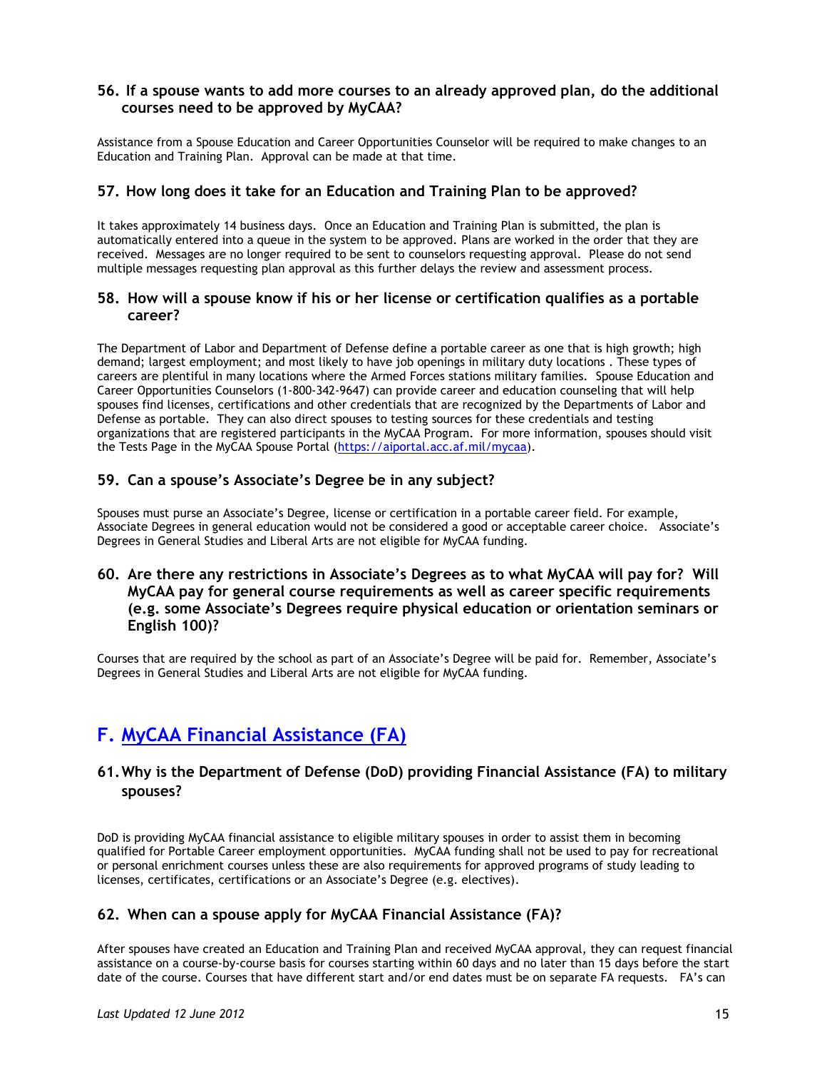### 56. If a spouse wants to add more courses to an already approved plan, do the additional courses need to be approved by MyCAA?

Assistance from a Spouse Education and Career Opportunities Counselor will be required to make changes to an Education and Training Plan. Approval can be made at that time.

### 57. How long does it take for an Education and Training Plan to be approved?

It takes approximately 14 business days. Once an Education and Training Plan is submitted, the plan is automatically entered into a queue in the system to be approved. Plans are worked in the order that they are received. Messages are no longer required to be sent to counselors requesting approval. Please do not send multiple messages requesting plan approval as this further delays the review and assessment process.

### 58. How will a spouse know if his or her license or certification qualifies as a portable career?

The Department of Labor and Department of Defense define a portable career as one that is high growth; high demand; largest employment; and most likely to have job openings in military duty locations . These types of careers are plentiful in many locations where the Armed Forces stations military families. Spouse Education and Career Opportunities Counselors (1-800-342-9647) can provide career and education counseling that will help spouses find licenses, certifications and other credentials that are recognized by the Departments of Labor and Defense as portable. They can also direct spouses to testing sources for these credentials and testing organizations that are registered participants in the MyCAA Program. For more information, spouses should visit the Tests Page in the MyCAA Spouse Portal ([https://aiportal.acc.af.mil/mycaa](https://aiportal.acc.af.mil/mycaa)).

### 59. Can a spouse's Associate's Degree be in any subject?

Spouses must purse an Associate's Degree, license or certification in a portable career field. For example, Associate Degrees in general education would not be considered a good or acceptable career choice. Associate's Degrees in General Studies and Liberal Arts are not eligible for MyCAA funding.

### 60. Are there any restrictions in Associate's Degrees as to what MyCAA will pay for? Will MyCAA pay for general course requirements as well as career specific requirements (e.g. some Associate's Degrees require physical education or orientation seminars or English 100)?

Courses that are required by the school as part of an Associate's Degree will be paid for. Remember, Associate's Degrees in General Studies and Liberal Arts are not eligible for MyCAA funding.

## F. MyCAA Financial Assistance (FA)

### 61. Why is the Department of Defense (DoD) providing Financial Assistance (FA) to military spouses?

DoD is providing MyCAA financial assistance to eligible military spouses in order to assist them in becoming qualified for Portable Career employment opportunities. MyCAA funding shall not be used to pay for recreational or personal enrichment courses unless these are also requirements for approved programs of study leading to licenses, certificates, certifications or an Associate's Degree (e.g. electives).

### 62. When can a spouse apply for MyCAA Financial Assistance (FA)?

After spouses have created an Education and Training Plan and received MyCAA approval, they can request financial assistance on a course-by-course basis for courses starting within 60 days and no later than 15 days before the start date of the course. Courses that have different start and/or end dates must be on separate FA requests. FA's can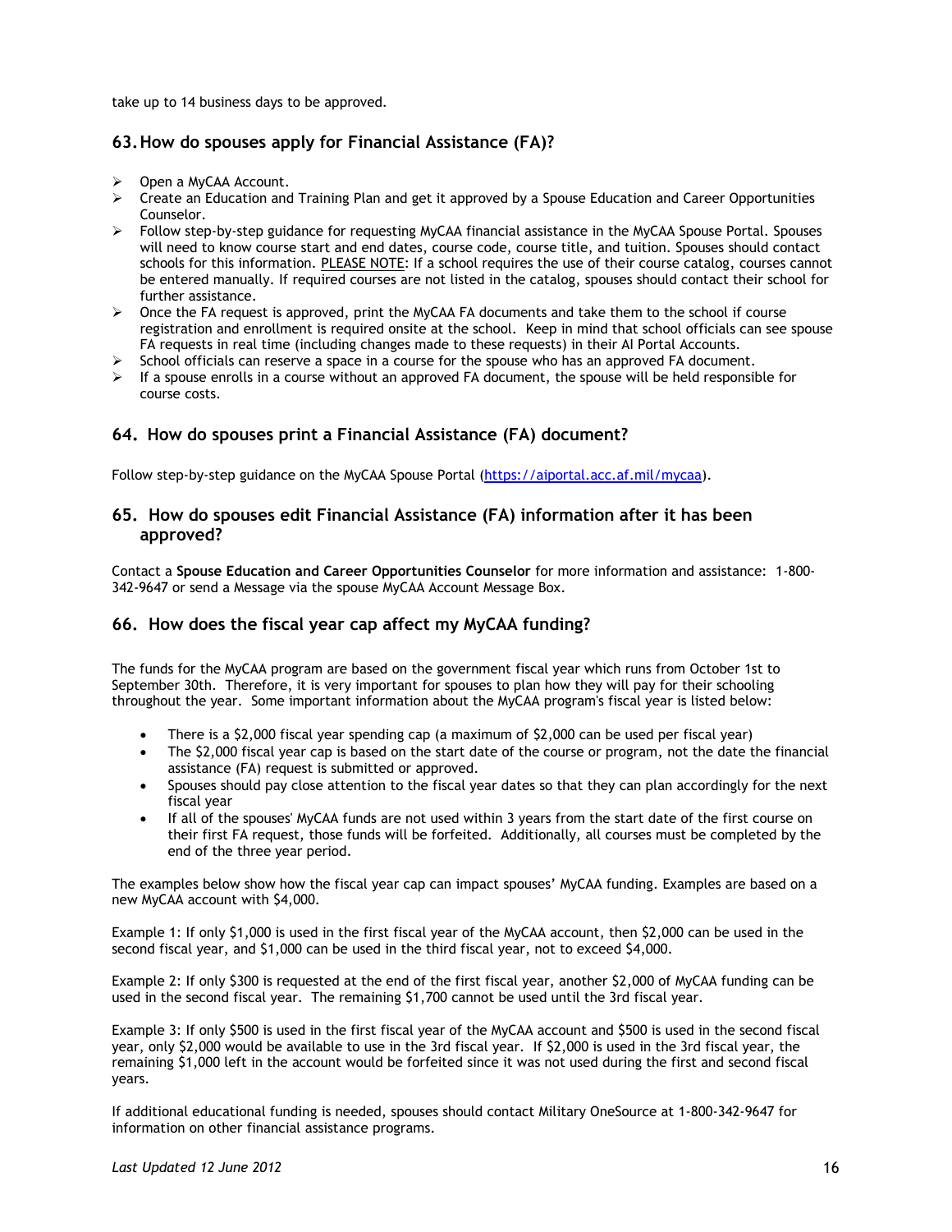take up to 14 business days to be approved.

## 63. How do spouses apply for Financial Assistance (FA)?

- Open a MyCAA Account.
- Create an Education and Training Plan and get it approved by a Spouse Education and Career Opportunities Counselor.
- Follow step-by-step guidance for requesting MyCAA financial assistance in the MyCAA Spouse Portal. Spouses will need to know course start and end dates, course code, course title, and tuition. Spouses should contact schools for this information. PLEASE NOTE: If a school requires the use of their course catalog, courses cannot be entered manually. If required courses are not listed in the catalog, spouses should contact their school for further assistance.
- Once the FA request is approved, print the MyCAA FA documents and take them to the school if course registration and enrollment is required onsite at the school. Keep in mind that school officials can see spouse FA requests in real time (including changes made to these requests) in their AI Portal Accounts.
- School officials can reserve a space in a course for the spouse who has an approved FA document.
- If a spouse enrolls in a course without an approved FA document, the spouse will be held responsible for course costs.

## 64. How do spouses print a Financial Assistance (FA) document?

Follow step-by-step guidance on the MyCAA Spouse Portal (https://aiportal.acc.af.mil/mycaa).

## 65. How do spouses edit Financial Assistance (FA) information after it has been approved?

Contact a **Spouse Education and Career Opportunities Counselor** for more information and assistance: 1-800-342-9647 or send a Message via the spouse MyCAA Account Message Box.

## 66. How does the fiscal year cap affect my MyCAA funding?

The funds for the MyCAA program are based on the government fiscal year which runs from October 1st to September 30th. Therefore, it is very important for spouses to plan how they will pay for their schooling throughout the year. Some important information about the MyCAA program's fiscal year is listed below:

- There is a $2,000 fiscal year spending cap (a maximum of $2,000 can be used per fiscal year)
- The $2,000 fiscal year cap is based on the start date of the course or program, not the date the financial assistance (FA) request is submitted or approved.
- Spouses should pay close attention to the fiscal year dates so that they can plan accordingly for the next fiscal year
- If all of the spouses' MyCAA funds are not used within 3 years from the start date of the first course on their first FA request, those funds will be forfeited. Additionally, all courses must be completed by the end of the three year period.

The examples below show how the fiscal year cap can impact spouses' MyCAA funding. Examples are based on a new MyCAA account with $4,000.

Example 1: If only $1,000 is used in the first fiscal year of the MyCAA account, then $2,000 can be used in the second fiscal year, and $1,000 can be used in the third fiscal year, not to exceed $4,000.

Example 2: If only $300 is requested at the end of the first fiscal year, another $2,000 of MyCAA funding can be used in the second fiscal year. The remaining $1,700 cannot be used until the 3rd fiscal year.

Example 3: If only $500 is used in the first fiscal year of the MyCAA account and $500 is used in the second fiscal year, only $2,000 would be available to use in the 3rd fiscal year. If $2,000 is used in the 3rd fiscal year, the remaining $1,000 left in the account would be forfeited since it was not used during the first and second fiscal years.

If additional educational funding is needed, spouses should contact Military OneSource at 1-800-342-9647 for information on other financial assistance programs.

*Last Updated 12 June 2012*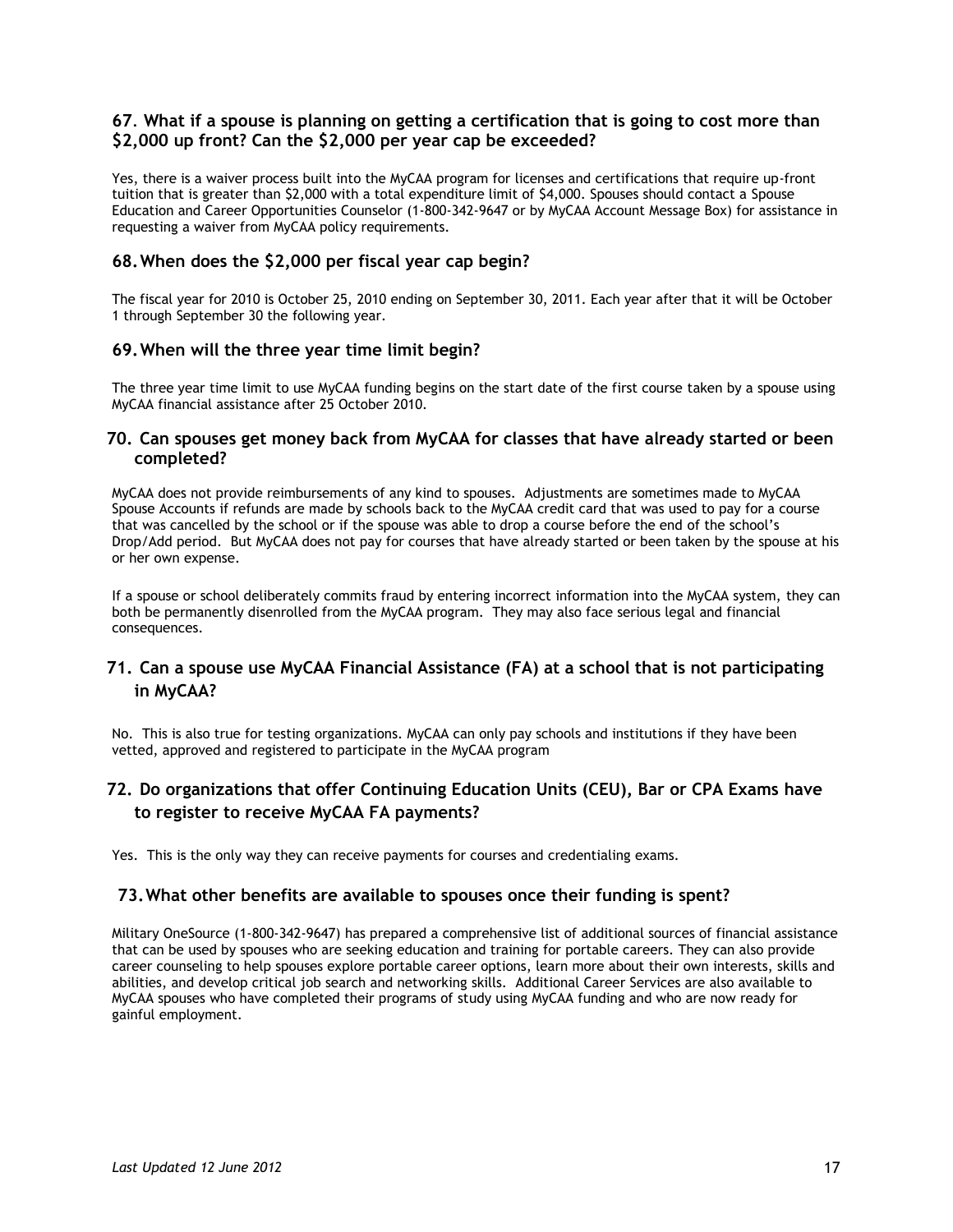### 67. What if a spouse is planning on getting a certification that is going to cost more than $2,000 up front? Can the $2,000 per year cap be exceeded?

Yes, there is a waiver process built into the MyCAA program for licenses and certifications that require up-front tuition that is greater than $2,000 with a total expenditure limit of $4,000. Spouses should contact a Spouse Education and Career Opportunities Counselor (1-800-342-9647 or by MyCAA Account Message Box) for assistance in requesting a waiver from MyCAA policy requirements.

### 68. When does the $2,000 per fiscal year cap begin?

The fiscal year for 2010 is October 25, 2010 ending on September 30, 2011. Each year after that it will be October 1 through September 30 the following year.

### 69. When will the three year time limit begin?

The three year time limit to use MyCAA funding begins on the start date of the first course taken by a spouse using MyCAA financial assistance after 25 October 2010.

### 70. Can spouses get money back from MyCAA for classes that have already started or been completed?

MyCAA does not provide reimbursements of any kind to spouses. Adjustments are sometimes made to MyCAA Spouse Accounts if refunds are made by schools back to the MyCAA credit card that was used to pay for a course that was cancelled by the school or if the spouse was able to drop a course before the end of the school's Drop/Add period. But MyCAA does not pay for courses that have already started or been taken by the spouse at his or her own expense.

If a spouse or school deliberately commits fraud by entering incorrect information into the MyCAA system, they can both be permanently disenrolled from the MyCAA program. They may also face serious legal and financial consequences.

### 71. Can a spouse use MyCAA Financial Assistance (FA) at a school that is not participating in MyCAA?

No. This is also true for testing organizations. MyCAA can only pay schools and institutions if they have been vetted, approved and registered to participate in the MyCAA program

### 72. Do organizations that offer Continuing Education Units (CEU), Bar or CPA Exams have to register to receive MyCAA FA payments?

Yes. This is the only way they can receive payments for courses and credentialing exams.

### 73. What other benefits are available to spouses once their funding is spent?

Military OneSource (1-800-342-9647) has prepared a comprehensive list of additional sources of financial assistance that can be used by spouses who are seeking education and training for portable careers. They can also provide career counseling to help spouses explore portable career options, learn more about their own interests, skills and abilities, and develop critical job search and networking skills. Additional Career Services are also available to MyCAA spouses who have completed their programs of study using MyCAA funding and who are now ready for gainful employment.